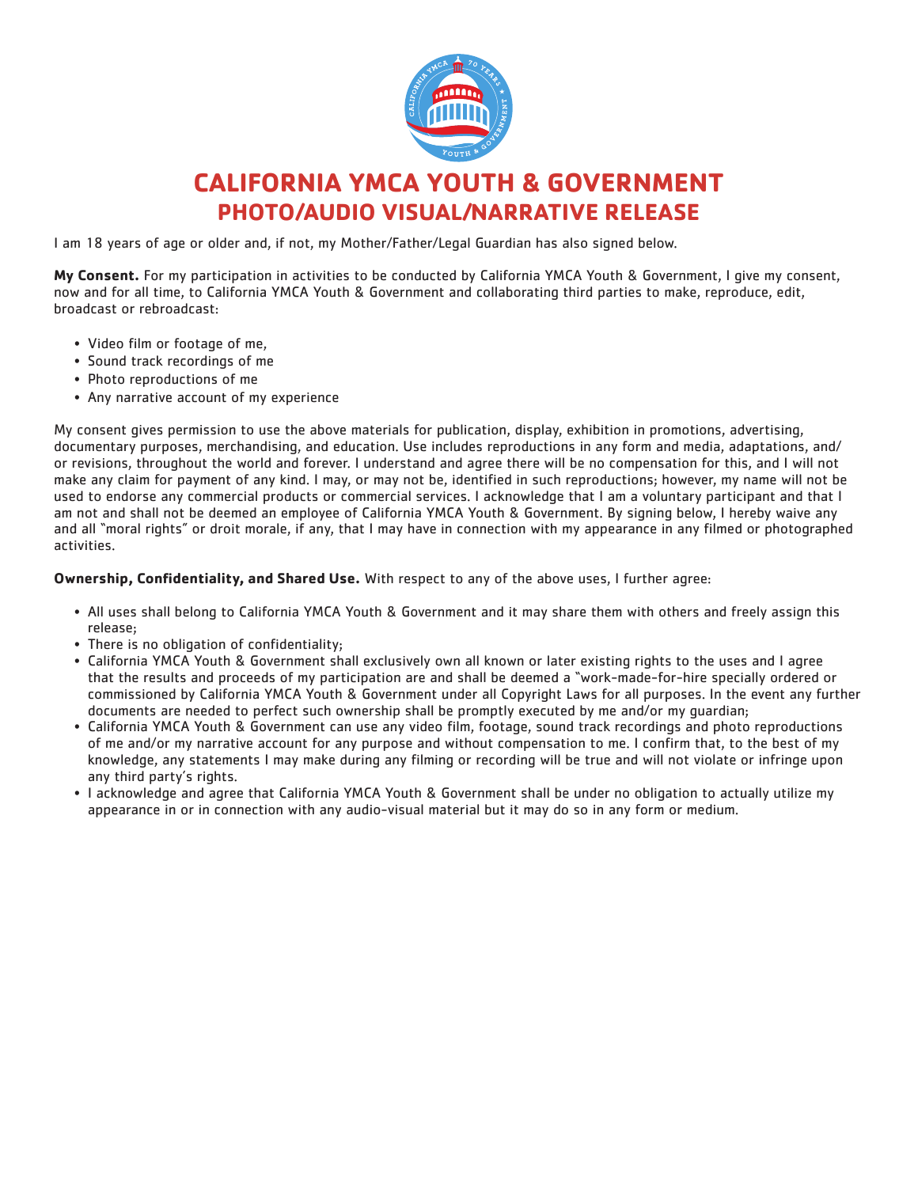# CALIFORNIA YMCA YOUTH & GOVERNMENT

## PHOTO/AUDIO VISUAL/NARRATIVE RELEASE

I am 18 years of age or older and, if not, my Mother/Father/Legal Guardian has also signed below.

**My Consent.** For my participation in activities to be conducted by California YMCA Youth & Government, I give my consent, now and for all time, to California YMCA Youth & Government and collaborating third parties to make, reproduce, edit, broadcast or rebroadcast:

- Video film or footage of me,
- Sound track recordings of me
- Photo reproductions of me
- Any narrative account of my experience

My consent gives permission to use the above materials for publication, display, exhibition in promotions, advertising, documentary purposes, merchandising, and education. Use includes reproductions in any form and media, adaptations, and/or revisions, throughout the world and forever. I understand and agree there will be no compensation for this, and I will not make any claim for payment of any kind. I may, or may not be, identified in such reproductions; however, my name will not be used to endorse any commercial products or commercial services. I acknowledge that I am a voluntary participant and that I am not and shall not be deemed an employee of California YMCA Youth & Government. By signing below, I hereby waive any and all "moral rights" or droit morale, if any, that I may have in connection with my appearance in any filmed or photographed activities.

**Ownership, Confidentiality, and Shared Use.** With respect to any of the above uses, I further agree:

- All uses shall belong to California YMCA Youth & Government and it may share them with others and freely assign this release;
- There is no obligation of confidentiality;
- California YMCA Youth & Government shall exclusively own all known or later existing rights to the uses and I agree that the results and proceeds of my participation are and shall be deemed a "work-made-for-hire specially ordered or commissioned by California YMCA Youth & Government under all Copyright Laws for all purposes. In the event any further documents are needed to perfect such ownership shall be promptly executed by me and/or my guardian;
- California YMCA Youth & Government can use any video film, footage, sound track recordings and photo reproductions of me and/or my narrative account for any purpose and without compensation to me. I confirm that, to the best of my knowledge, any statements I may make during any filming or recording will be true and will not violate or infringe upon any third party's rights.
- I acknowledge and agree that California YMCA Youth & Government shall be under no obligation to actually utilize my appearance in or in connection with any audio-visual material but it may do so in any form or medium.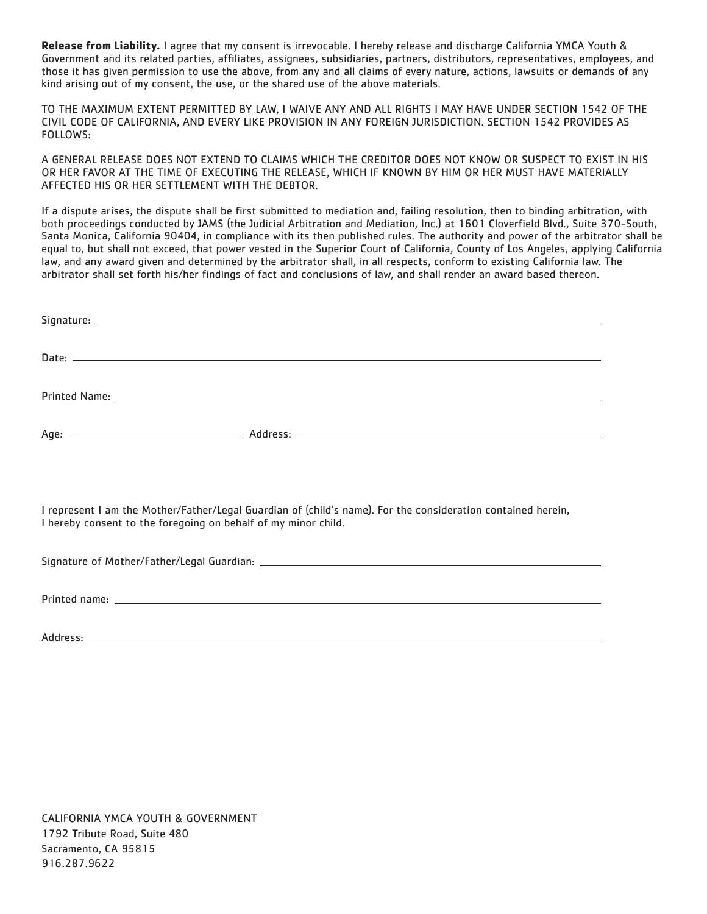**Release from Liability.** I agree that my consent is irrevocable. I hereby release and discharge California YMCA Youth & Government and its related parties, affiliates, assignees, subsidiaries, partners, distributors, representatives, employees, and those it has given permission to use the above, from any and all claims of every nature, actions, lawsuits or demands of any kind arising out of my consent, the use, or the shared use of the above materials.

TO THE MAXIMUM EXTENT PERMITTED BY LAW, I WAIVE ANY AND ALL RIGHTS I MAY HAVE UNDER SECTION 1542 OF THE CIVIL CODE OF CALIFORNIA, AND EVERY LIKE PROVISION IN ANY FOREIGN JURISDICTION. SECTION 1542 PROVIDES AS FOLLOWS:

A GENERAL RELEASE DOES NOT EXTEND TO CLAIMS WHICH THE CREDITOR DOES NOT KNOW OR SUSPECT TO EXIST IN HIS OR HER FAVOR AT THE TIME OF EXECUTING THE RELEASE, WHICH IF KNOWN BY HIM OR HER MUST HAVE MATERIALLY AFFECTED HIS OR HER SETTLEMENT WITH THE DEBTOR.

If a dispute arises, the dispute shall be first submitted to mediation and, failing resolution, then to binding arbitration, with both proceedings conducted by JAMS (the Judicial Arbitration and Mediation, Inc.) at 1601 Cloverfield Blvd., Suite 370-South, Santa Monica, California 90404, in compliance with its then published rules. The authority and power of the arbitrator shall be equal to, but shall not exceed, that power vested in the Superior Court of California, County of Los Angeles, applying California law, and any award given and determined by the arbitrator shall, in all respects, conform to existing California law. The arbitrator shall set forth his/her findings of fact and conclusions of law, and shall render an award based thereon.

Signature: ______________________________

Date: ______________________________

Printed Name: ______________________________

Age: ______________ Address: ______________________________

I represent I am the Mother/Father/Legal Guardian of (child's name). For the consideration contained herein, I hereby consent to the foregoing on behalf of my minor child.

Signature of Mother/Father/Legal Guardian: ______________________________

Printed name: ______________________________

Address: ______________________________

CALIFORNIA YMCA YOUTH & GOVERNMENT
1792 Tribute Road, Suite 480
Sacramento, CA 95815
916.287.9622